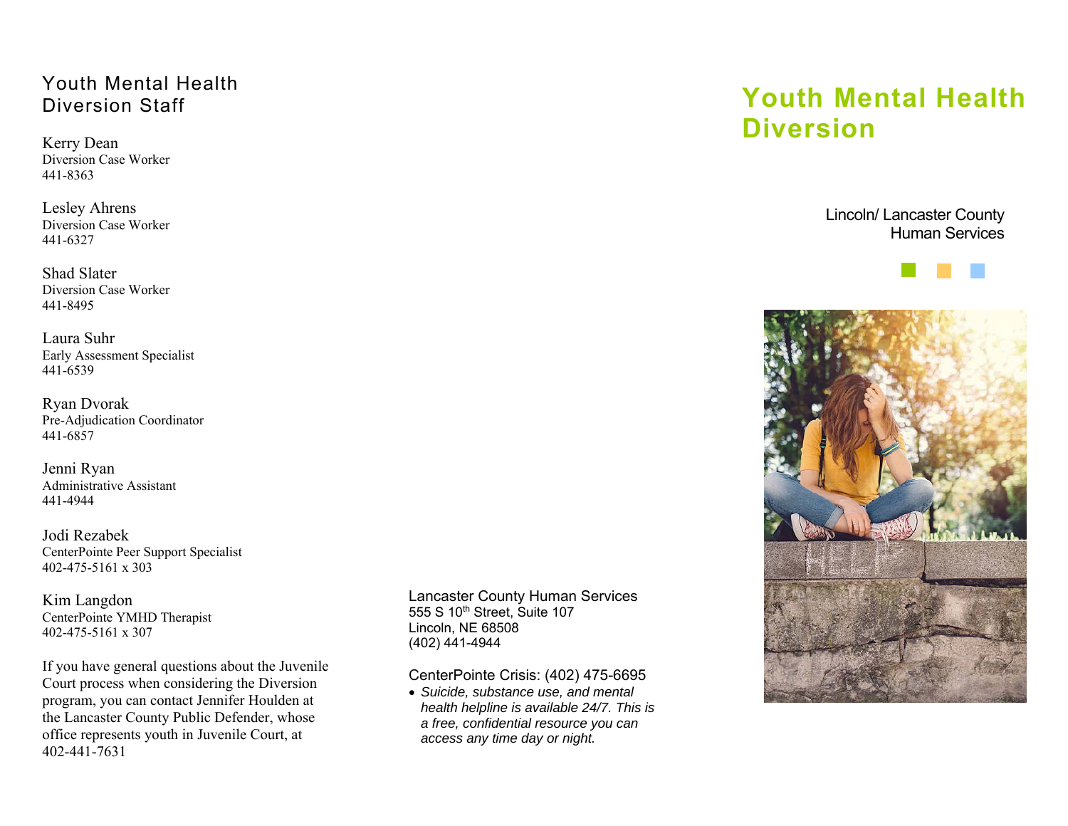## Youth Mental Health Diversion Staff

Kerry Dean
Diversion Case Worker
441-8363

Lesley Ahrens
Diversion Case Worker
441-6327

Shad Slater
Diversion Case Worker
441-8495

Laura Suhr
Early Assessment Specialist
441-6539

Ryan Dvorak
Pre-Adjudication Coordinator
441-6857

Jenni Ryan
Administrative Assistant
441-4944

Jodi Rezabek
CenterPointe Peer Support Specialist
402-475-5161 x 303

Kim Langdon
CenterPointe YMHD Therapist
402-475-5161 x 307

If you have general questions about the Juvenile Court process when considering the Diversion program, you can contact Jennifer Houlden at the Lancaster County Public Defender, whose office represents youth in Juvenile Court, at 402-441-7631

Lancaster County Human Services
555 S 10th Street, Suite 107
Lincoln, NE 68508
(402) 441-4944

CenterPointe Crisis: (402) 475-6695

- *Suicide, substance use, and mental health helpline is available 24/7. This is a free, confidential resource you can access any time day or night.*

# Youth Mental Health Diversion

Lincoln/ Lancaster County
Human Services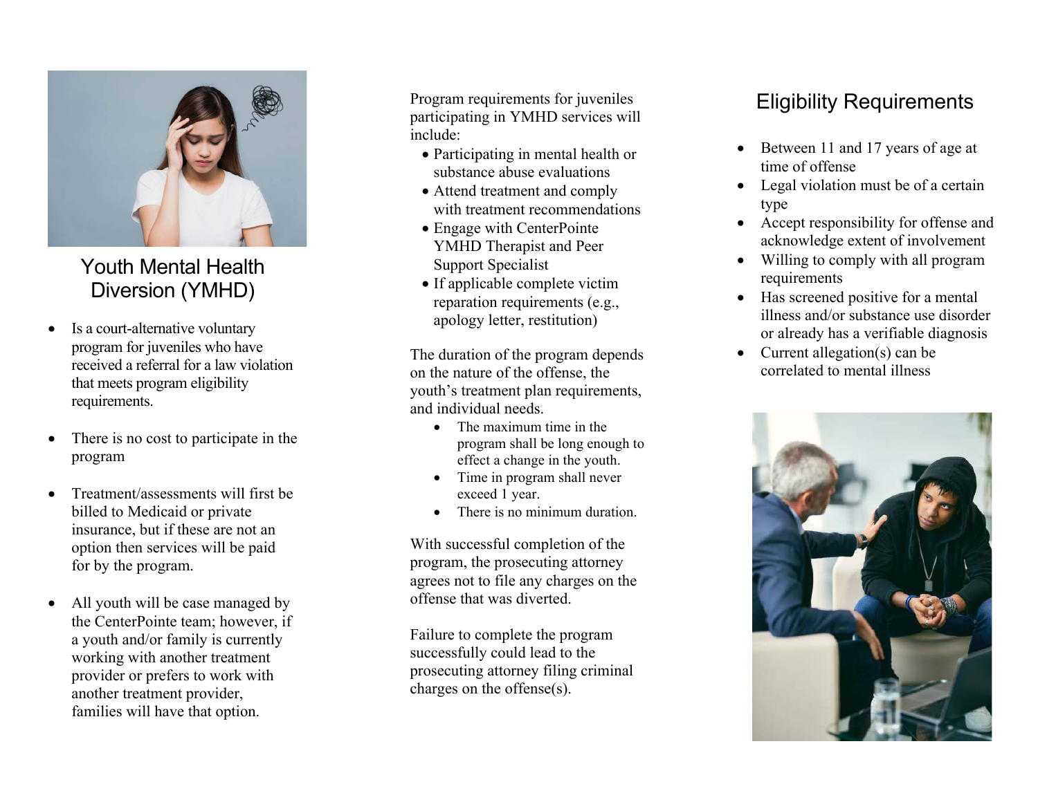## Youth Mental Health Diversion (YMHD)

- Is a court-alternative voluntary program for juveniles who have received a referral for a law violation that meets program eligibility requirements.
- There is no cost to participate in the program
- Treatment/assessments will first be billed to Medicaid or private insurance, but if these are not an option then services will be paid for by the program.
- All youth will be case managed by the CenterPointe team; however, if a youth and/or family is currently working with another treatment provider or prefers to work with another treatment provider, families will have that option.

Program requirements for juveniles participating in YMHD services will include:

- Participating in mental health or substance abuse evaluations
- Attend treatment and comply with treatment recommendations
- Engage with CenterPointe YMHD Therapist and Peer Support Specialist
- If applicable complete victim reparation requirements (e.g., apology letter, restitution)

The duration of the program depends on the nature of the offense, the youth's treatment plan requirements, and individual needs.

- The maximum time in the program shall be long enough to effect a change in the youth.
- Time in program shall never exceed 1 year.
- There is no minimum duration.

With successful completion of the program, the prosecuting attorney agrees not to file any charges on the offense that was diverted.

Failure to complete the program successfully could lead to the prosecuting attorney filing criminal charges on the offense(s).

## Eligibility Requirements

- Between 11 and 17 years of age at time of offense
- Legal violation must be of a certain type
- Accept responsibility for offense and acknowledge extent of involvement
- Willing to comply with all program requirements
- Has screened positive for a mental illness and/or substance use disorder or already has a verifiable diagnosis
- Current allegation(s) can be correlated to mental illness